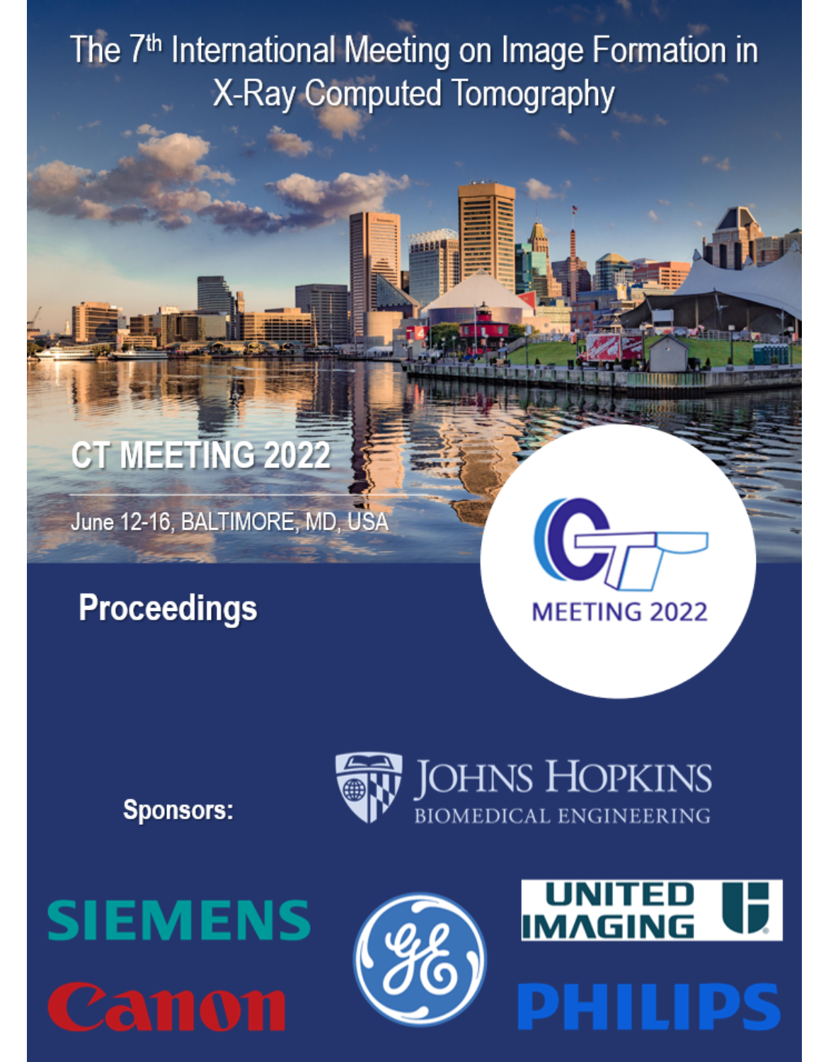# The 7th International Meeting on Image Formation in X-Ray Computed Tomography

## CT MEETING 2022

June 12-16, BALTIMORE, MD, USA

MEETING 2022

## Proceedings

**Sponsors:**

JOHNS HOPKINS BIOMEDICAL ENGINEERING

SIEMENS

UNITED IMAGING

Canon

PHILIPS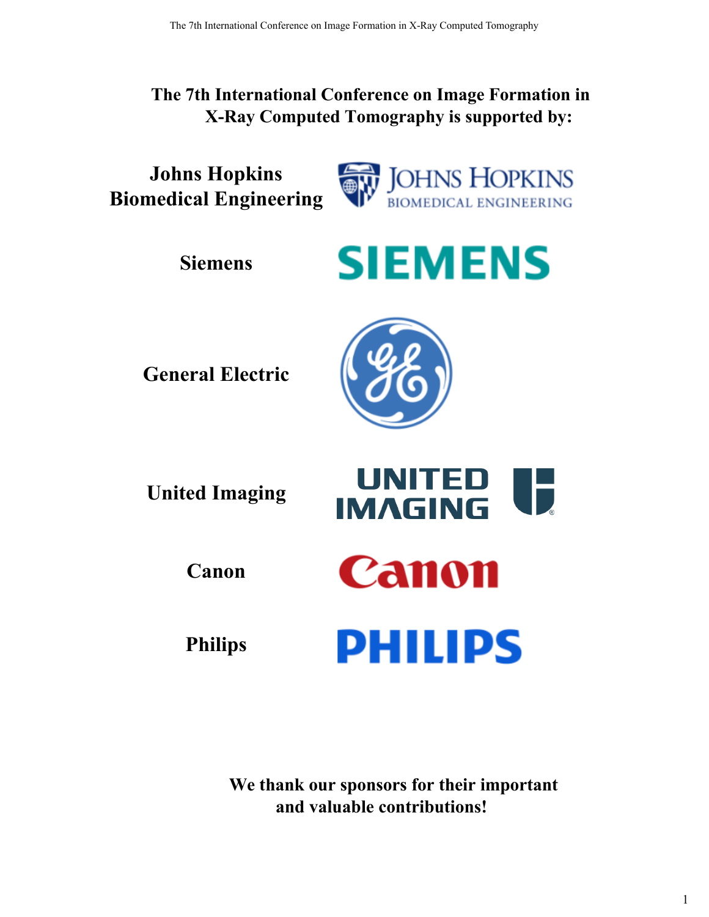# The 7th International Conference on Image Formation in X-Ray Computed Tomography is supported by:

**Johns Hopkins Biomedical Engineering**

**Siemens**

**General Electric**

**United Imaging**

**Canon**

**Philips**

**We thank our sponsors for their important and valuable contributions!**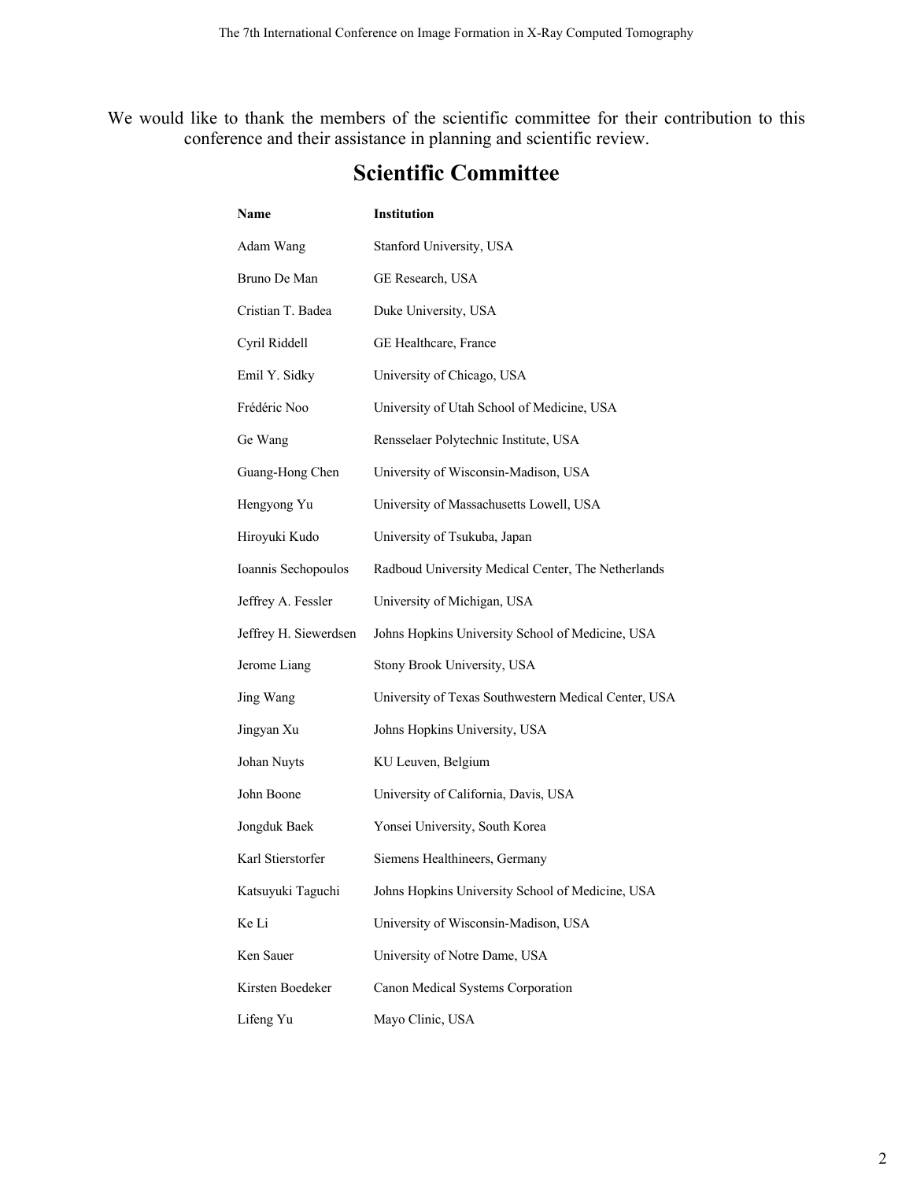We would like to thank the members of the scientific committee for their contribution to this conference and their assistance in planning and scientific review.

## Scientific Committee

| Name | Institution |
|---|---|
| Adam Wang | Stanford University, USA |
| Bruno De Man | GE Research, USA |
| Cristian T. Badea | Duke University, USA |
| Cyril Riddell | GE Healthcare, France |
| Emil Y. Sidky | University of Chicago, USA |
| Frédéric Noo | University of Utah School of Medicine, USA |
| Ge Wang | Rensselaer Polytechnic Institute, USA |
| Guang-Hong Chen | University of Wisconsin-Madison, USA |
| Hengyong Yu | University of Massachusetts Lowell, USA |
| Hiroyuki Kudo | University of Tsukuba, Japan |
| Ioannis Sechopoulos | Radboud University Medical Center, The Netherlands |
| Jeffrey A. Fessler | University of Michigan, USA |
| Jeffrey H. Siewerdsen | Johns Hopkins University School of Medicine, USA |
| Jerome Liang | Stony Brook University, USA |
| Jing Wang | University of Texas Southwestern Medical Center, USA |
| Jingyan Xu | Johns Hopkins University, USA |
| Johan Nuyts | KU Leuven, Belgium |
| John Boone | University of California, Davis, USA |
| Jongduk Baek | Yonsei University, South Korea |
| Karl Stierstorfer | Siemens Healthineers, Germany |
| Katsuyuki Taguchi | Johns Hopkins University School of Medicine, USA |
| Ke Li | University of Wisconsin-Madison, USA |
| Ken Sauer | University of Notre Dame, USA |
| Kirsten Boedeker | Canon Medical Systems Corporation |
| Lifeng Yu | Mayo Clinic, USA |